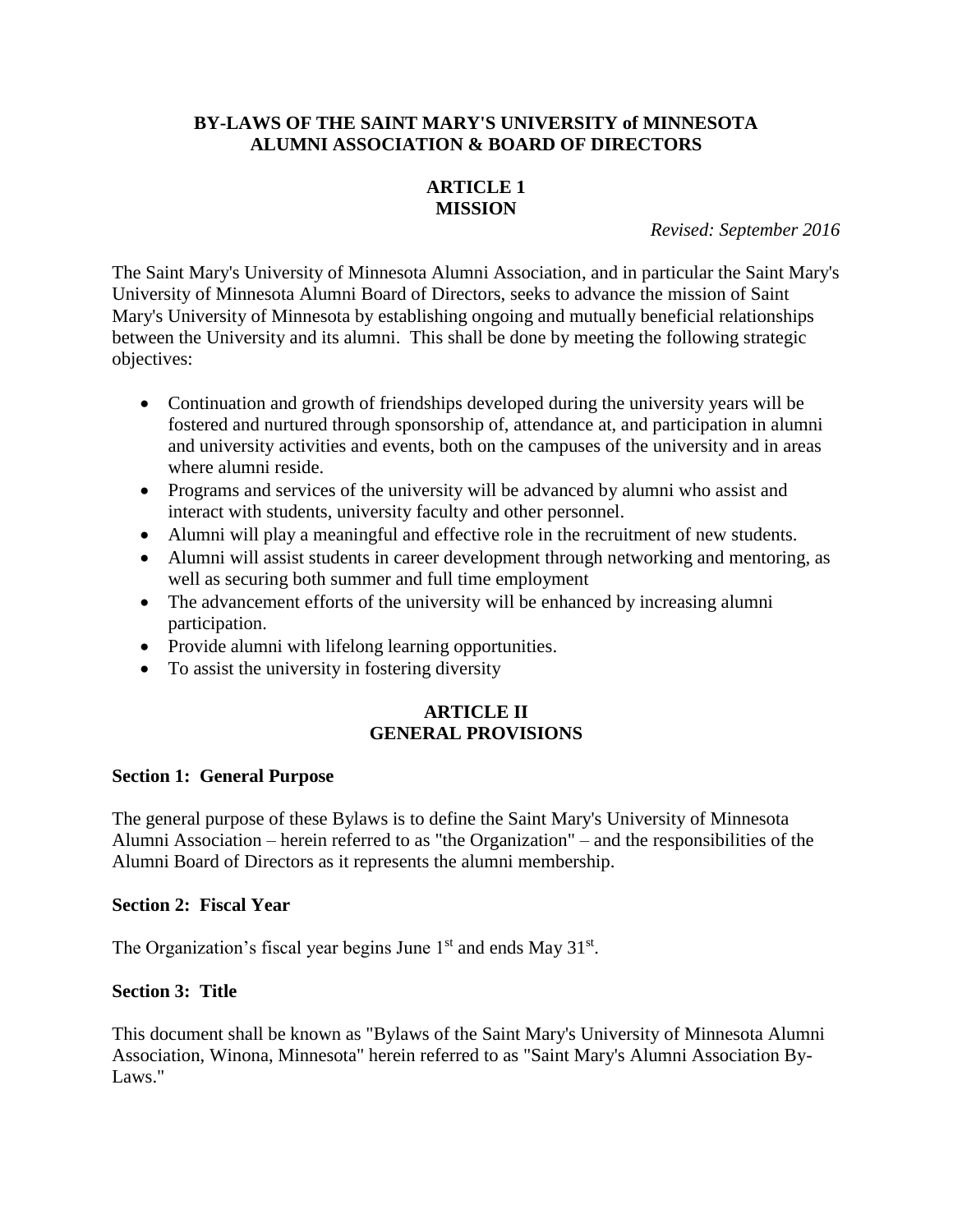# BY-LAWS OF THE SAINT MARY'S UNIVERSITY of MINNESOTA ALUMNI ASSOCIATION & BOARD OF DIRECTORS

## ARTICLE 1
## MISSION

*Revised: September 2016*

The Saint Mary's University of Minnesota Alumni Association, and in particular the Saint Mary's University of Minnesota Alumni Board of Directors, seeks to advance the mission of Saint Mary's University of Minnesota by establishing ongoing and mutually beneficial relationships between the University and its alumni. This shall be done by meeting the following strategic objectives:

- Continuation and growth of friendships developed during the university years will be fostered and nurtured through sponsorship of, attendance at, and participation in alumni and university activities and events, both on the campuses of the university and in areas where alumni reside.
- Programs and services of the university will be advanced by alumni who assist and interact with students, university faculty and other personnel.
- Alumni will play a meaningful and effective role in the recruitment of new students.
- Alumni will assist students in career development through networking and mentoring, as well as securing both summer and full time employment
- The advancement efforts of the university will be enhanced by increasing alumni participation.
- Provide alumni with lifelong learning opportunities.
- To assist the university in fostering diversity

## ARTICLE II
## GENERAL PROVISIONS

### Section 1: General Purpose

The general purpose of these Bylaws is to define the Saint Mary's University of Minnesota Alumni Association – herein referred to as "the Organization" – and the responsibilities of the Alumni Board of Directors as it represents the alumni membership.

### Section 2: Fiscal Year

The Organization's fiscal year begins June 1st and ends May 31st.

### Section 3: Title

This document shall be known as "Bylaws of the Saint Mary's University of Minnesota Alumni Association, Winona, Minnesota" herein referred to as "Saint Mary's Alumni Association By-Laws."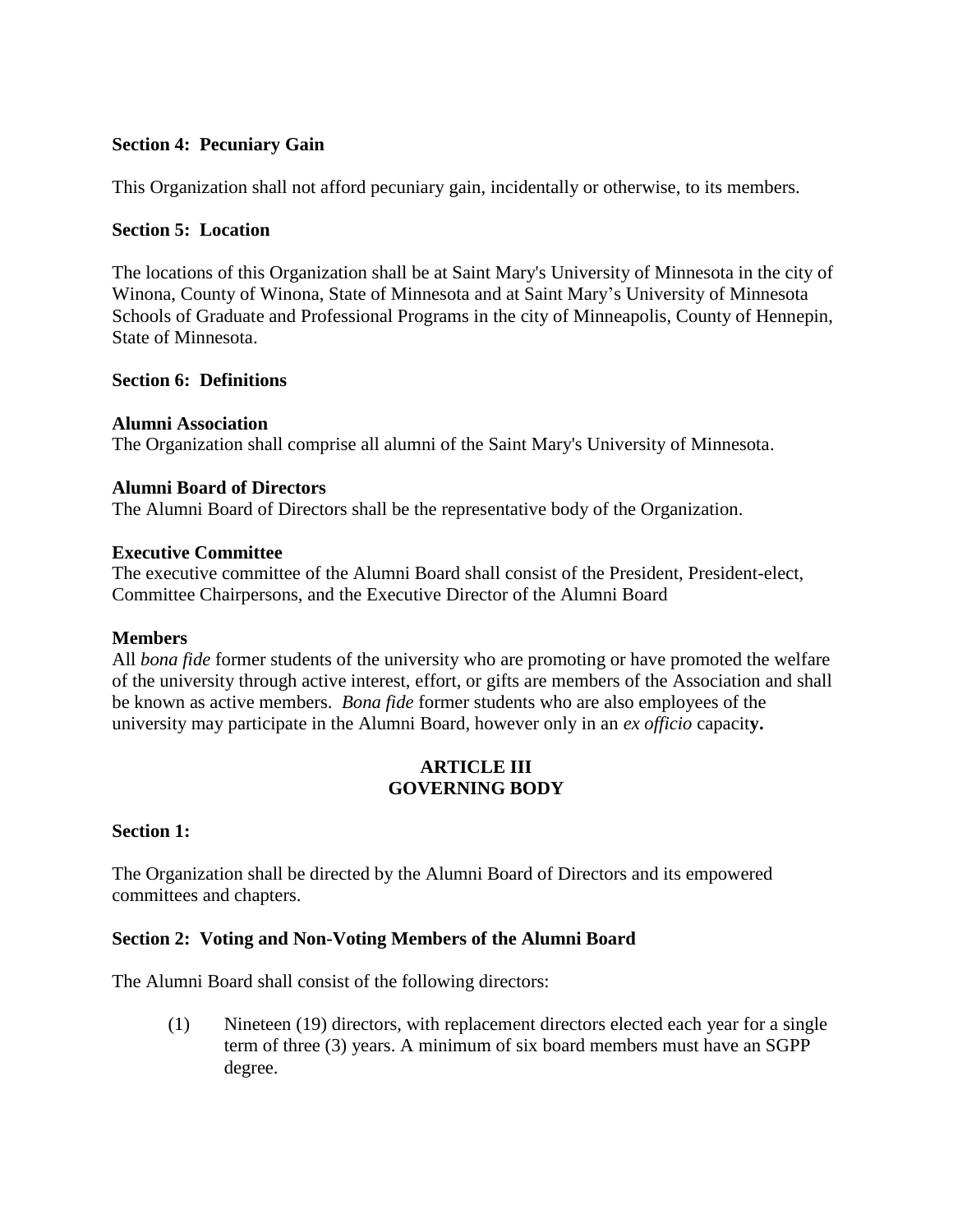**Section 4: Pecuniary Gain**

This Organization shall not afford pecuniary gain, incidentally or otherwise, to its members.

**Section 5: Location**

The locations of this Organization shall be at Saint Mary's University of Minnesota in the city of Winona, County of Winona, State of Minnesota and at Saint Mary's University of Minnesota Schools of Graduate and Professional Programs in the city of Minneapolis, County of Hennepin, State of Minnesota.

**Section 6: Definitions**

**Alumni Association**
The Organization shall comprise all alumni of the Saint Mary's University of Minnesota.

**Alumni Board of Directors**
The Alumni Board of Directors shall be the representative body of the Organization.

**Executive Committee**
The executive committee of the Alumni Board shall consist of the President, President-elect, Committee Chairpersons, and the Executive Director of the Alumni Board

**Members**
All *bona fide* former students of the university who are promoting or have promoted the welfare of the university through active interest, effort, or gifts are members of the Association and shall be known as active members. *Bona fide* former students who are also employees of the university may participate in the Alumni Board, however only in an *ex officio* capacit**y.**

## ARTICLE III
## GOVERNING BODY

**Section 1:**

The Organization shall be directed by the Alumni Board of Directors and its empowered committees and chapters.

**Section 2: Voting and Non-Voting Members of the Alumni Board**

The Alumni Board shall consist of the following directors:

(1) Nineteen (19) directors, with replacement directors elected each year for a single term of three (3) years. A minimum of six board members must have an SGPP degree.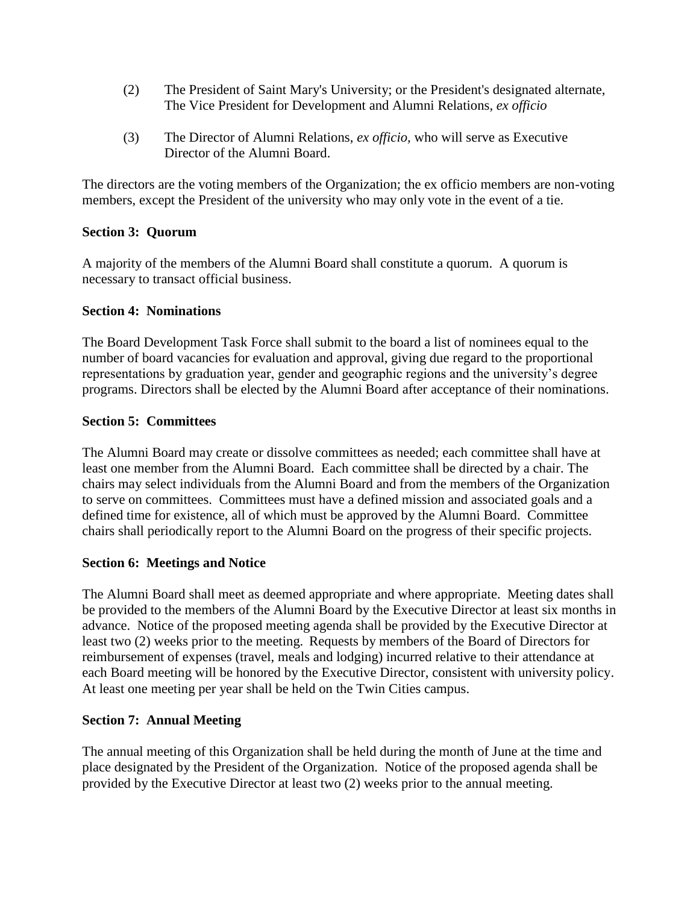(2) The President of Saint Mary's University; or the President's designated alternate, The Vice President for Development and Alumni Relations, *ex officio*

(3) The Director of Alumni Relations, *ex officio,* who will serve as Executive Director of the Alumni Board.

The directors are the voting members of the Organization; the ex officio members are non-voting members, except the President of the university who may only vote in the event of a tie.

**Section 3: Quorum**

A majority of the members of the Alumni Board shall constitute a quorum. A quorum is necessary to transact official business.

**Section 4: Nominations**

The Board Development Task Force shall submit to the board a list of nominees equal to the number of board vacancies for evaluation and approval, giving due regard to the proportional representations by graduation year, gender and geographic regions and the university's degree programs. Directors shall be elected by the Alumni Board after acceptance of their nominations.

**Section 5: Committees**

The Alumni Board may create or dissolve committees as needed; each committee shall have at least one member from the Alumni Board. Each committee shall be directed by a chair. The chairs may select individuals from the Alumni Board and from the members of the Organization to serve on committees. Committees must have a defined mission and associated goals and a defined time for existence, all of which must be approved by the Alumni Board. Committee chairs shall periodically report to the Alumni Board on the progress of their specific projects.

**Section 6: Meetings and Notice**

The Alumni Board shall meet as deemed appropriate and where appropriate. Meeting dates shall be provided to the members of the Alumni Board by the Executive Director at least six months in advance. Notice of the proposed meeting agenda shall be provided by the Executive Director at least two (2) weeks prior to the meeting. Requests by members of the Board of Directors for reimbursement of expenses (travel, meals and lodging) incurred relative to their attendance at each Board meeting will be honored by the Executive Director, consistent with university policy. At least one meeting per year shall be held on the Twin Cities campus.

**Section 7: Annual Meeting**

The annual meeting of this Organization shall be held during the month of June at the time and place designated by the President of the Organization. Notice of the proposed agenda shall be provided by the Executive Director at least two (2) weeks prior to the annual meeting.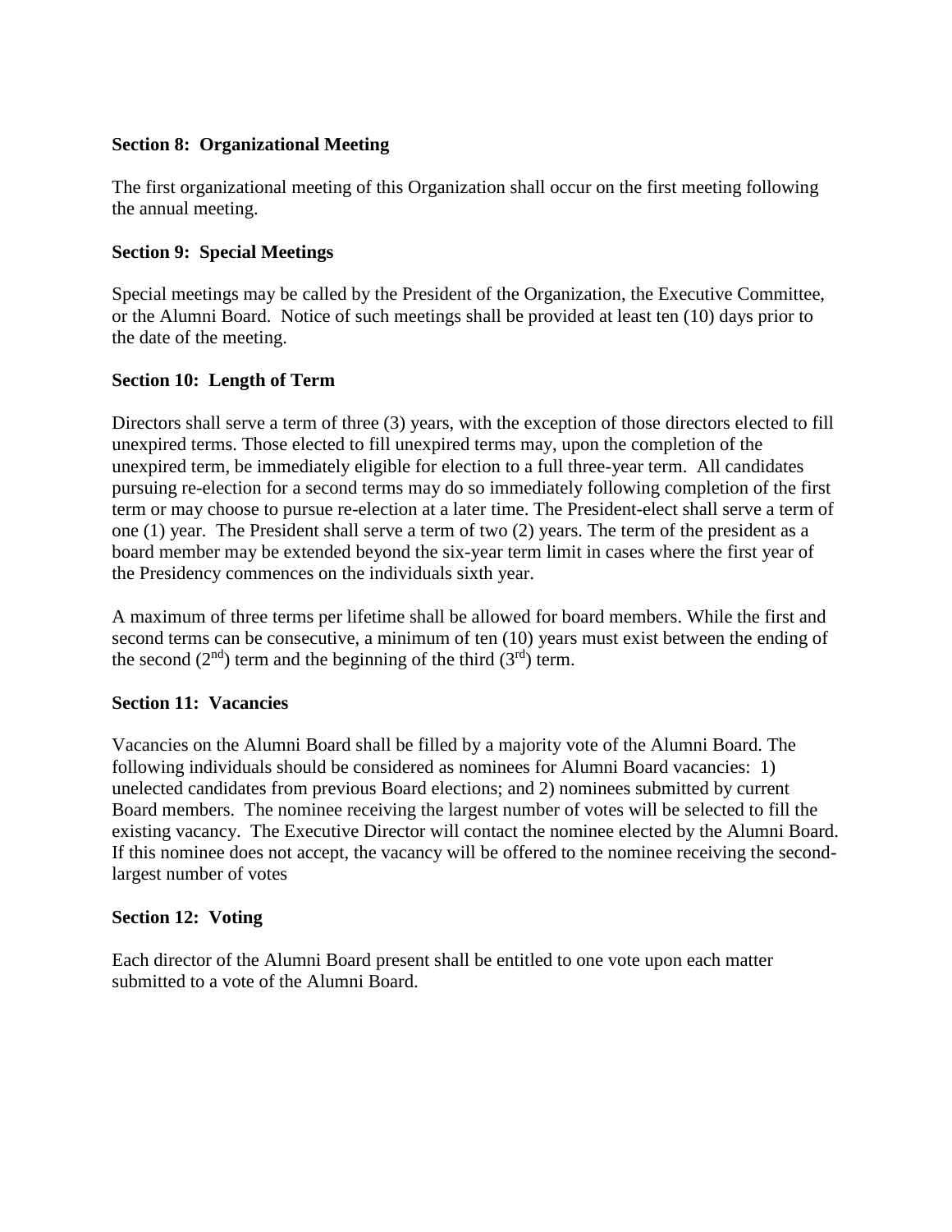**Section 8: Organizational Meeting**

The first organizational meeting of this Organization shall occur on the first meeting following the annual meeting.

**Section 9: Special Meetings**

Special meetings may be called by the President of the Organization, the Executive Committee, or the Alumni Board. Notice of such meetings shall be provided at least ten (10) days prior to the date of the meeting.

**Section 10: Length of Term**

Directors shall serve a term of three (3) years, with the exception of those directors elected to fill unexpired terms. Those elected to fill unexpired terms may, upon the completion of the unexpired term, be immediately eligible for election to a full three-year term. All candidates pursuing re-election for a second terms may do so immediately following completion of the first term or may choose to pursue re-election at a later time. The President-elect shall serve a term of one (1) year. The President shall serve a term of two (2) years. The term of the president as a board member may be extended beyond the six-year term limit in cases where the first year of the Presidency commences on the individuals sixth year.

A maximum of three terms per lifetime shall be allowed for board members. While the first and second terms can be consecutive, a minimum of ten (10) years must exist between the ending of the second (2nd) term and the beginning of the third (3rd) term.

**Section 11: Vacancies**

Vacancies on the Alumni Board shall be filled by a majority vote of the Alumni Board. The following individuals should be considered as nominees for Alumni Board vacancies: 1) unelected candidates from previous Board elections; and 2) nominees submitted by current Board members. The nominee receiving the largest number of votes will be selected to fill the existing vacancy. The Executive Director will contact the nominee elected by the Alumni Board. If this nominee does not accept, the vacancy will be offered to the nominee receiving the second-largest number of votes

**Section 12: Voting**

Each director of the Alumni Board present shall be entitled to one vote upon each matter submitted to a vote of the Alumni Board.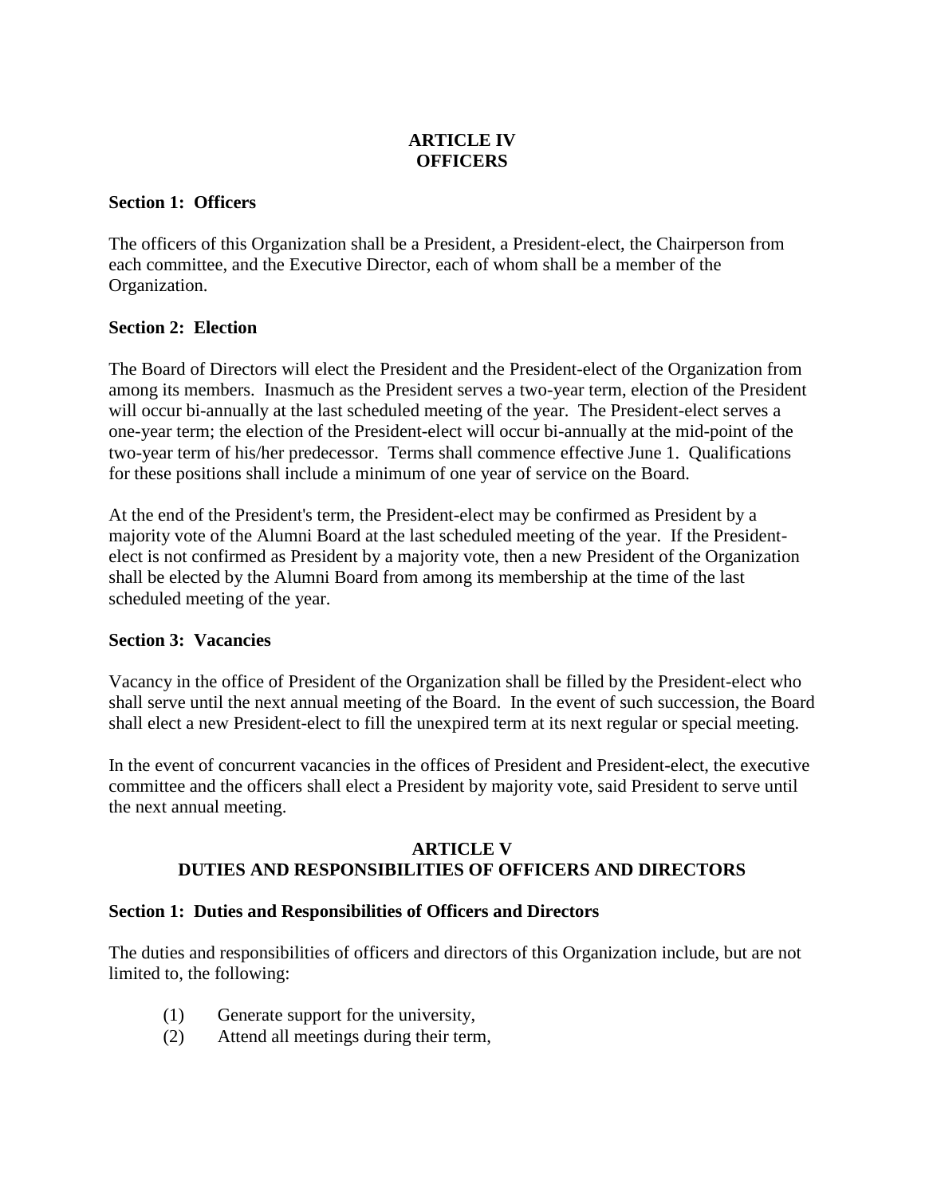## ARTICLE IV
## OFFICERS

**Section 1: Officers**

The officers of this Organization shall be a President, a President-elect, the Chairperson from each committee, and the Executive Director, each of whom shall be a member of the Organization.

**Section 2: Election**

The Board of Directors will elect the President and the President-elect of the Organization from among its members. Inasmuch as the President serves a two-year term, election of the President will occur bi-annually at the last scheduled meeting of the year. The President-elect serves a one-year term; the election of the President-elect will occur bi-annually at the mid-point of the two-year term of his/her predecessor. Terms shall commence effective June 1. Qualifications for these positions shall include a minimum of one year of service on the Board.

At the end of the President's term, the President-elect may be confirmed as President by a majority vote of the Alumni Board at the last scheduled meeting of the year. If the President-elect is not confirmed as President by a majority vote, then a new President of the Organization shall be elected by the Alumni Board from among its membership at the time of the last scheduled meeting of the year.

**Section 3: Vacancies**

Vacancy in the office of President of the Organization shall be filled by the President-elect who shall serve until the next annual meeting of the Board. In the event of such succession, the Board shall elect a new President-elect to fill the unexpired term at its next regular or special meeting.

In the event of concurrent vacancies in the offices of President and President-elect, the executive committee and the officers shall elect a President by majority vote, said President to serve until the next annual meeting.

## ARTICLE V
## DUTIES AND RESPONSIBILITIES OF OFFICERS AND DIRECTORS

**Section 1: Duties and Responsibilities of Officers and Directors**

The duties and responsibilities of officers and directors of this Organization include, but are not limited to, the following:

(1) Generate support for the university,
(2) Attend all meetings during their term,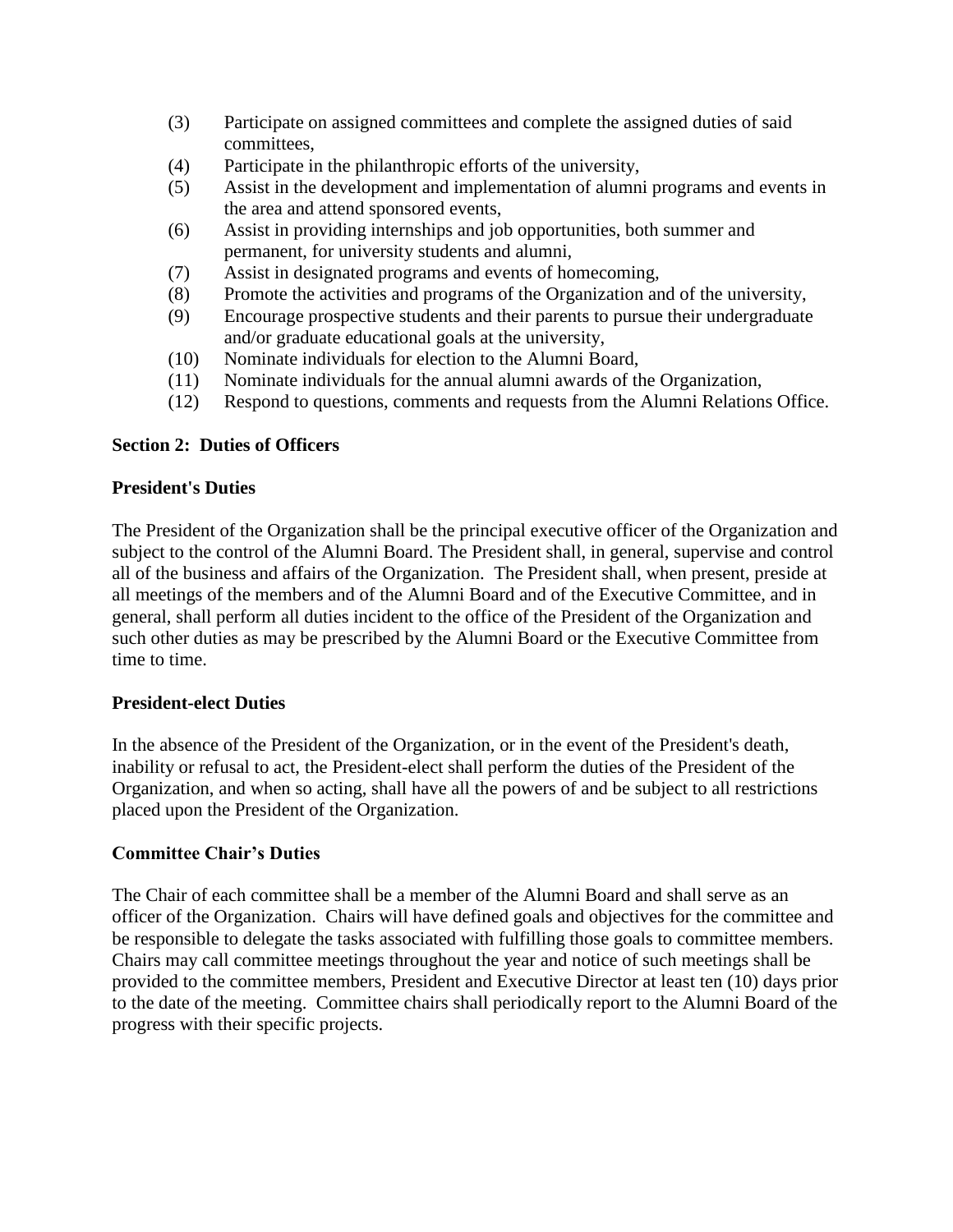(3) Participate on assigned committees and complete the assigned duties of said committees,
(4) Participate in the philanthropic efforts of the university,
(5) Assist in the development and implementation of alumni programs and events in the area and attend sponsored events,
(6) Assist in providing internships and job opportunities, both summer and permanent, for university students and alumni,
(7) Assist in designated programs and events of homecoming,
(8) Promote the activities and programs of the Organization and of the university,
(9) Encourage prospective students and their parents to pursue their undergraduate and/or graduate educational goals at the university,
(10) Nominate individuals for election to the Alumni Board,
(11) Nominate individuals for the annual alumni awards of the Organization,
(12) Respond to questions, comments and requests from the Alumni Relations Office.

**Section 2: Duties of Officers**

**President's Duties**

The President of the Organization shall be the principal executive officer of the Organization and subject to the control of the Alumni Board. The President shall, in general, supervise and control all of the business and affairs of the Organization. The President shall, when present, preside at all meetings of the members and of the Alumni Board and of the Executive Committee, and in general, shall perform all duties incident to the office of the President of the Organization and such other duties as may be prescribed by the Alumni Board or the Executive Committee from time to time.

**President-elect Duties**

In the absence of the President of the Organization, or in the event of the President's death, inability or refusal to act, the President-elect shall perform the duties of the President of the Organization, and when so acting, shall have all the powers of and be subject to all restrictions placed upon the President of the Organization.

**Committee Chair's Duties**

The Chair of each committee shall be a member of the Alumni Board and shall serve as an officer of the Organization. Chairs will have defined goals and objectives for the committee and be responsible to delegate the tasks associated with fulfilling those goals to committee members. Chairs may call committee meetings throughout the year and notice of such meetings shall be provided to the committee members, President and Executive Director at least ten (10) days prior to the date of the meeting. Committee chairs shall periodically report to the Alumni Board of the progress with their specific projects.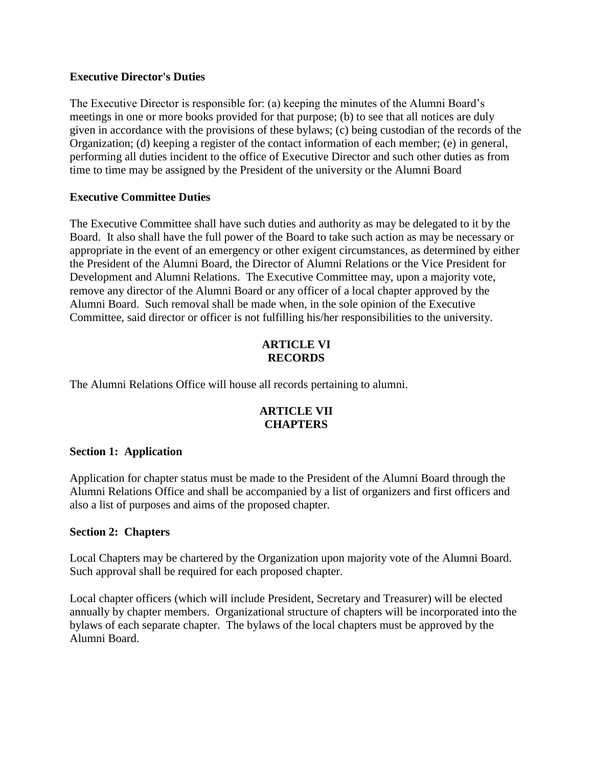**Executive Director's Duties**

The Executive Director is responsible for: (a) keeping the minutes of the Alumni Board’s meetings in one or more books provided for that purpose; (b) to see that all notices are duly given in accordance with the provisions of these bylaws; (c) being custodian of the records of the Organization; (d) keeping a register of the contact information of each member; (e) in general, performing all duties incident to the office of Executive Director and such other duties as from time to time may be assigned by the President of the university or the Alumni Board

**Executive Committee Duties**

The Executive Committee shall have such duties and authority as may be delegated to it by the Board. It also shall have the full power of the Board to take such action as may be necessary or appropriate in the event of an emergency or other exigent circumstances, as determined by either the President of the Alumni Board, the Director of Alumni Relations or the Vice President for Development and Alumni Relations. The Executive Committee may, upon a majority vote, remove any director of the Alumni Board or any officer of a local chapter approved by the Alumni Board. Such removal shall be made when, in the sole opinion of the Executive Committee, said director or officer is not fulfilling his/her responsibilities to the university.

## ARTICLE VI
## RECORDS

The Alumni Relations Office will house all records pertaining to alumni.

## ARTICLE VII
## CHAPTERS

**Section 1: Application**

Application for chapter status must be made to the President of the Alumni Board through the Alumni Relations Office and shall be accompanied by a list of organizers and first officers and also a list of purposes and aims of the proposed chapter.

**Section 2: Chapters**

Local Chapters may be chartered by the Organization upon majority vote of the Alumni Board. Such approval shall be required for each proposed chapter.

Local chapter officers (which will include President, Secretary and Treasurer) will be elected annually by chapter members. Organizational structure of chapters will be incorporated into the bylaws of each separate chapter. The bylaws of the local chapters must be approved by the Alumni Board.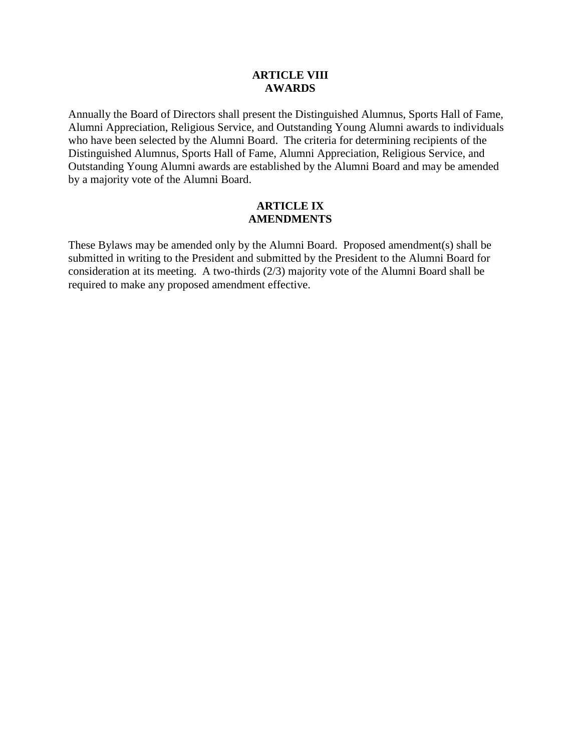## ARTICLE VIII
## AWARDS

Annually the Board of Directors shall present the Distinguished Alumnus, Sports Hall of Fame, Alumni Appreciation, Religious Service, and Outstanding Young Alumni awards to individuals who have been selected by the Alumni Board. The criteria for determining recipients of the Distinguished Alumnus, Sports Hall of Fame, Alumni Appreciation, Religious Service, and Outstanding Young Alumni awards are established by the Alumni Board and may be amended by a majority vote of the Alumni Board.

## ARTICLE IX
## AMENDMENTS

These Bylaws may be amended only by the Alumni Board. Proposed amendment(s) shall be submitted in writing to the President and submitted by the President to the Alumni Board for consideration at its meeting. A two-thirds (2/3) majority vote of the Alumni Board shall be required to make any proposed amendment effective.